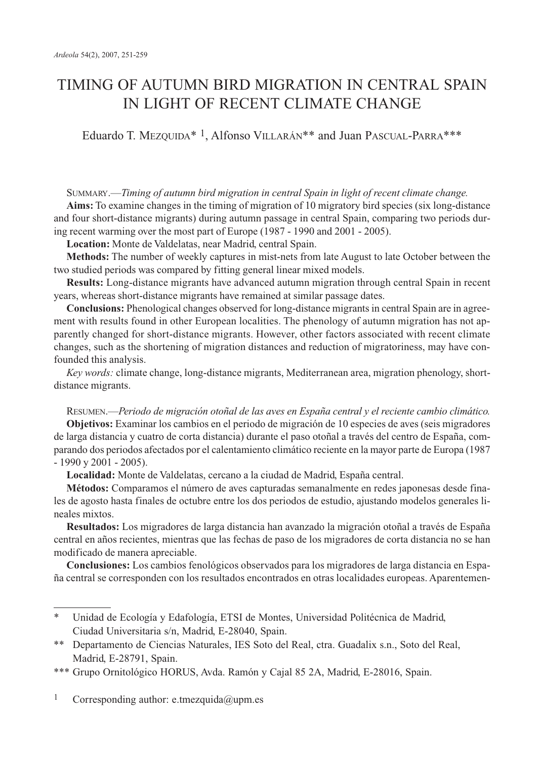# TIMING OF AUTUMN BIRD MIGRATION IN CENTRAL SPAIN IN LIGHT OF RECENT CLIMATE CHANGE

Eduardo T. Mezquida* [1], Alfonso Villarán** and Juan Pascual-Parra***

Summary.—*Timing of autumn bird migration in central Spain in light of recent climate change.*

**Aims:** To examine changes in the timing of migration of 10 migratory bird species (six long-distance and four short-distance migrants) during autumn passage in central Spain, comparing two periods during recent warming over the most part of Europe (1987 - 1990 and 2001 - 2005).

**Location:** Monte de Valdelatas, near Madrid, central Spain.

**Methods:** The number of weekly captures in mist-nets from late August to late October between the two studied periods was compared by fitting general linear mixed models.

**Results:** Long-distance migrants have advanced autumn migration through central Spain in recent years, whereas short-distance migrants have remained at similar passage dates.

**Conclusions:** Phenological changes observed for long-distance migrants in central Spain are in agreement with results found in other European localities. The phenology of autumn migration has not apparently changed for short-distance migrants. However, other factors associated with recent climate changes, such as the shortening of migration distances and reduction of migratoriness, may have confounded this analysis.

*Key words:* climate change, long-distance migrants, Mediterranean area, migration phenology, short-distance migrants.

Resumen.—*Periodo de migración otoñal de las aves en España central y el reciente cambio climático.*

**Objetivos:** Examinar los cambios en el periodo de migración de 10 especies de aves (seis migradores de larga distancia y cuatro de corta distancia) durante el paso otoñal a través del centro de España, comparando dos periodos afectados por el calentamiento climático reciente en la mayor parte de Europa (1987 - 1990 y 2001 - 2005).

**Localidad:** Monte de Valdelatas, cercano a la ciudad de Madrid, España central.

**Métodos:** Comparamos el número de aves capturadas semanalmente en redes japonesas desde finales de agosto hasta finales de octubre entre los dos periodos de estudio, ajustando modelos generales lineales mixtos.

**Resultados:** Los migradores de larga distancia han avanzado la migración otoñal a través de España central en años recientes, mientras que las fechas de paso de los migradores de corta distancia no se han modificado de manera apreciable.

**Conclusiones:** Los cambios fenológicos observados para los migradores de larga distancia en España central se corresponden con los resultados encontrados en otras localidades europeas. Aparentemen-

---

\* Unidad de Ecología y Edafología, ETSI de Montes, Universidad Politécnica de Madrid, Ciudad Universitaria s/n, Madrid, E-28040, Spain.

\** Departamento de Ciencias Naturales, IES Soto del Real, ctra. Guadalix s.n., Soto del Real, Madrid, E-28791, Spain.

\*** Grupo Ornitológico HORUS, Avda. Ramón y Cajal 85 2A, Madrid, E-28016, Spain.

[1] Corresponding author: e.tmezquida@upm.es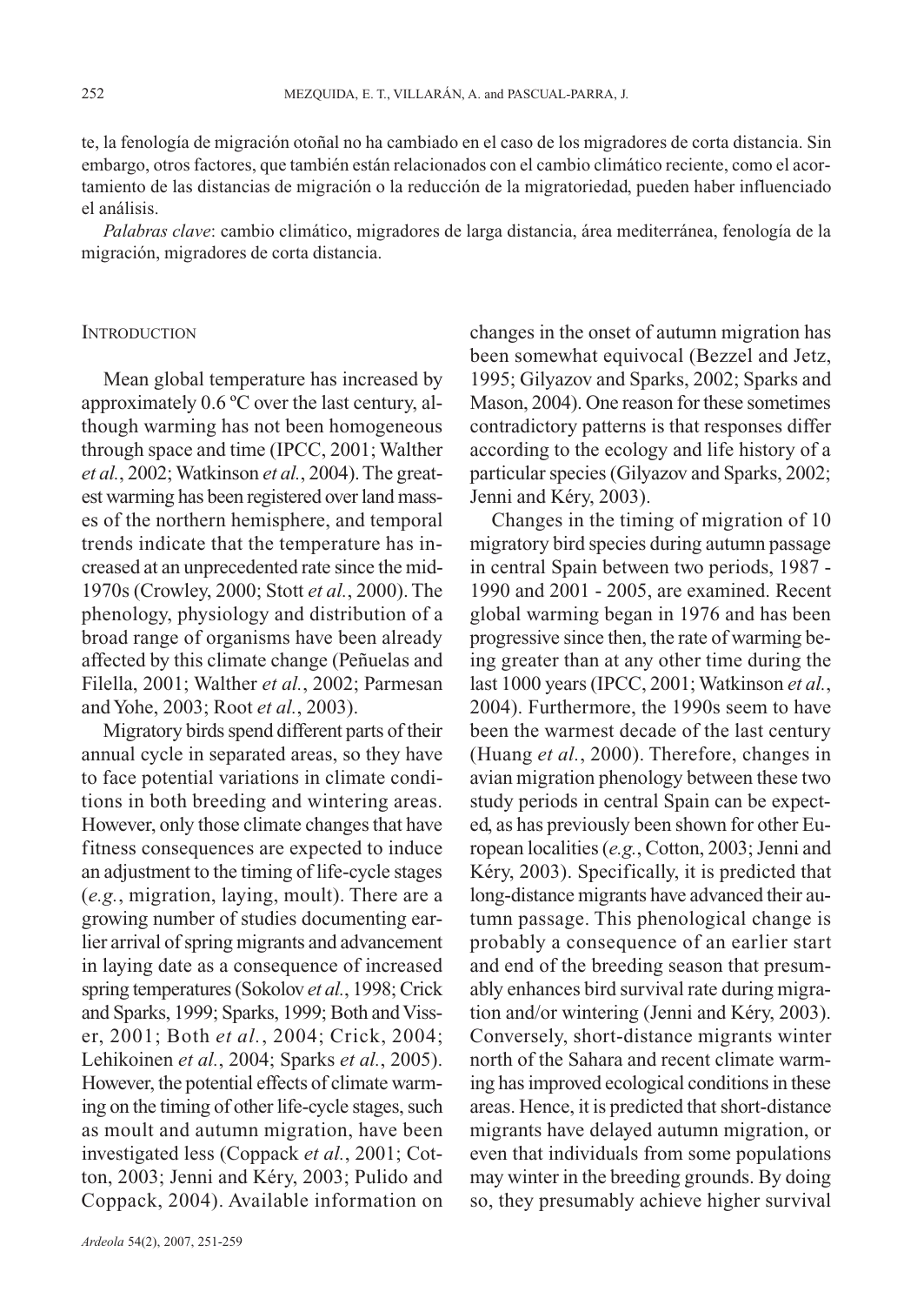te, la fenología de migración otoñal no ha cambiado en el caso de los migradores de corta distancia. Sin embargo, otros factores, que también están relacionados con el cambio climático reciente, como el acortamiento de las distancias de migración o la reducción de la migratoriedad, pueden haber influenciado el análisis.

*Palabras clave*: cambio climático, migradores de larga distancia, área mediterránea, fenología de la migración, migradores de corta distancia.

## INTRODUCTION

Mean global temperature has increased by approximately 0.6 ºC over the last century, although warming has not been homogeneous through space and time (IPCC, 2001; Walther *et al.*, 2002; Watkinson *et al.*, 2004). The greatest warming has been registered over land masses of the northern hemisphere, and temporal trends indicate that the temperature has increased at an unprecedented rate since the mid-1970s (Crowley, 2000; Stott *et al.*, 2000). The phenology, physiology and distribution of a broad range of organisms have been already affected by this climate change (Peñuelas and Filella, 2001; Walther *et al.*, 2002; Parmesan and Yohe, 2003; Root *et al.*, 2003).

Migratory birds spend different parts of their annual cycle in separated areas, so they have to face potential variations in climate conditions in both breeding and wintering areas. However, only those climate changes that have fitness consequences are expected to induce an adjustment to the timing of life-cycle stages (*e.g.*, migration, laying, moult). There are a growing number of studies documenting earlier arrival of spring migrants and advancement in laying date as a consequence of increased spring temperatures (Sokolov *et al.*, 1998; Crick and Sparks, 1999; Sparks, 1999; Both and Visser, 2001; Both *et al.*, 2004; Crick, 2004; Lehikoinen *et al.*, 2004; Sparks *et al.*, 2005). However, the potential effects of climate warming on the timing of other life-cycle stages, such as moult and autumn migration, have been investigated less (Coppack *et al.*, 2001; Cotton, 2003; Jenni and Kéry, 2003; Pulido and Coppack, 2004). Available information on changes in the onset of autumn migration has been somewhat equivocal (Bezzel and Jetz, 1995; Gilyazov and Sparks, 2002; Sparks and Mason, 2004). One reason for these sometimes contradictory patterns is that responses differ according to the ecology and life history of a particular species (Gilyazov and Sparks, 2002; Jenni and Kéry, 2003).

Changes in the timing of migration of 10 migratory bird species during autumn passage in central Spain between two periods, 1987 - 1990 and 2001 - 2005, are examined. Recent global warming began in 1976 and has been progressive since then, the rate of warming being greater than at any other time during the last 1000 years (IPCC, 2001; Watkinson *et al.*, 2004). Furthermore, the 1990s seem to have been the warmest decade of the last century (Huang *et al.*, 2000). Therefore, changes in avian migration phenology between these two study periods in central Spain can be expected, as has previously been shown for other European localities (*e.g.*, Cotton, 2003; Jenni and Kéry, 2003). Specifically, it is predicted that long-distance migrants have advanced their autumn passage. This phenological change is probably a consequence of an earlier start and end of the breeding season that presumably enhances bird survival rate during migration and/or wintering (Jenni and Kéry, 2003). Conversely, short-distance migrants winter north of the Sahara and recent climate warming has improved ecological conditions in these areas. Hence, it is predicted that short-distance migrants have delayed autumn migration, or even that individuals from some populations may winter in the breeding grounds. By doing so, they presumably achieve higher survival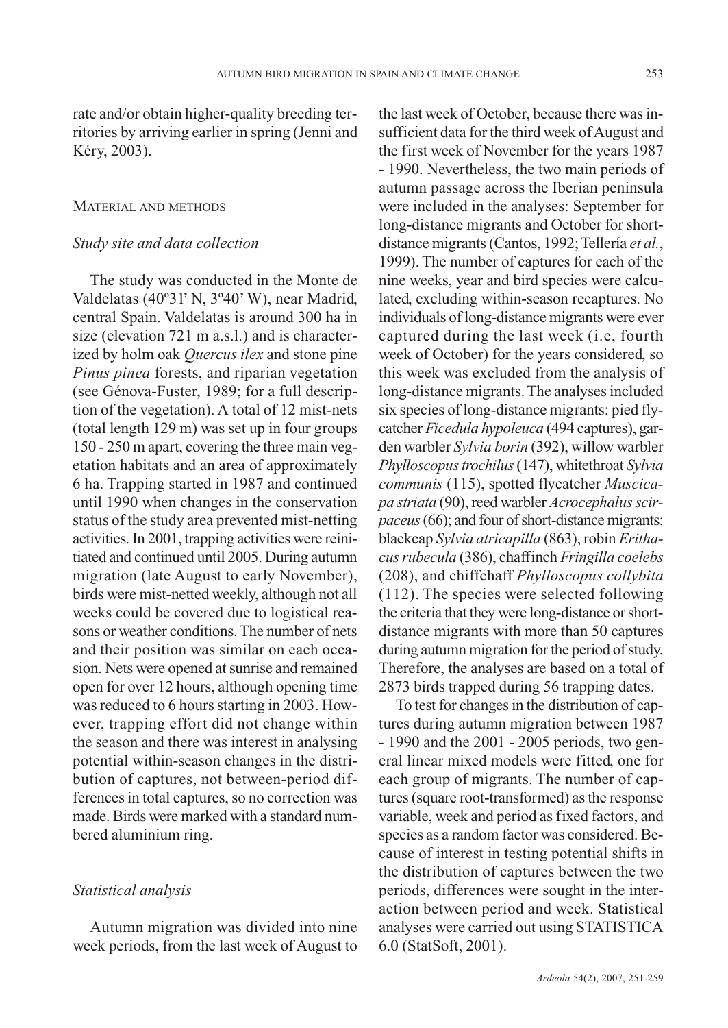rate and/or obtain higher-quality breeding territories by arriving earlier in spring (Jenni and Kéry, 2003).

## Material and methods

### *Study site and data collection*

The study was conducted in the Monte de Valdelatas (40º31' N, 3º40' W), near Madrid, central Spain. Valdelatas is around 300 ha in size (elevation 721 m a.s.l.) and is characterized by holm oak *Quercus ilex* and stone pine *Pinus pinea* forests, and riparian vegetation (see Génova-Fuster, 1989; for a full description of the vegetation). A total of 12 mist-nets (total length 129 m) was set up in four groups 150 - 250 m apart, covering the three main vegetation habitats and an area of approximately 6 ha. Trapping started in 1987 and continued until 1990 when changes in the conservation status of the study area prevented mist-netting activities. In 2001, trapping activities were reinitiated and continued until 2005. During autumn migration (late August to early November), birds were mist-netted weekly, although not all weeks could be covered due to logistical reasons or weather conditions. The number of nets and their position was similar on each occasion. Nets were opened at sunrise and remained open for over 12 hours, although opening time was reduced to 6 hours starting in 2003. However, trapping effort did not change within the season and there was interest in analysing potential within-season changes in the distribution of captures, not between-period differences in total captures, so no correction was made. Birds were marked with a standard numbered aluminium ring.

### *Statistical analysis*

Autumn migration was divided into nine week periods, from the last week of August to the last week of October, because there was insufficient data for the third week of August and the first week of November for the years 1987 - 1990. Nevertheless, the two main periods of autumn passage across the Iberian peninsula were included in the analyses: September for long-distance migrants and October for short-distance migrants (Cantos, 1992; Tellería *et al.*, 1999). The number of captures for each of the nine weeks, year and bird species were calculated, excluding within-season recaptures. No individuals of long-distance migrants were ever captured during the last week (i.e, fourth week of October) for the years considered, so this week was excluded from the analysis of long-distance migrants. The analyses included six species of long-distance migrants: pied flycatcher *Ficedula hypoleuca* (494 captures), garden warbler *Sylvia borin* (392), willow warbler *Phylloscopus trochilus* (147), whitethroat *Sylvia communis* (115), spotted flycatcher *Muscicapa striata* (90), reed warbler *Acrocephalus scirpaceus* (66); and four of short-distance migrants: blackcap *Sylvia atricapilla* (863), robin *Erithacus rubecula* (386), chaffinch *Fringilla coelebs* (208), and chiffchaff *Phylloscopus collybita* (112). The species were selected following the criteria that they were long-distance or short-distance migrants with more than 50 captures during autumn migration for the period of study. Therefore, the analyses are based on a total of 2873 birds trapped during 56 trapping dates.

To test for changes in the distribution of captures during autumn migration between 1987 - 1990 and the 2001 - 2005 periods, two general linear mixed models were fitted, one for each group of migrants. The number of captures (square root-transformed) as the response variable, week and period as fixed factors, and species as a random factor was considered. Because of interest in testing potential shifts in the distribution of captures between the two periods, differences were sought in the interaction between period and week. Statistical analyses were carried out using STATISTICA 6.0 (StatSoft, 2001).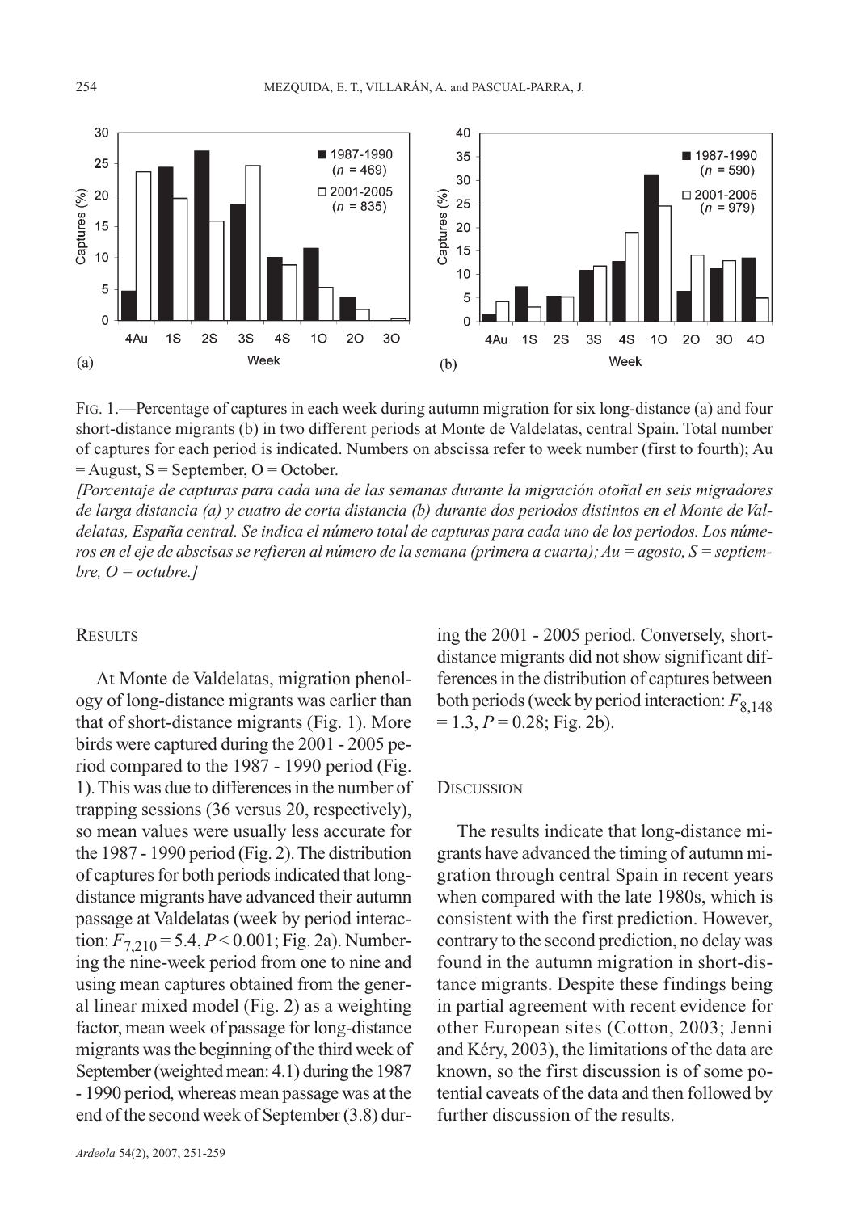FIG. 1.—Percentage of captures in each week during autumn migration for six long-distance (a) and four short-distance migrants (b) in two different periods at Monte de Valdelatas, central Spain. Total number of captures for each period is indicated. Numbers on abscissa refer to week number (first to fourth); Au = August, S = September, O = October.

*[Porcentaje de capturas para cada una de las semanas durante la migración otoñal en seis migradores de larga distancia (a) y cuatro de corta distancia (b) durante dos periodos distintos en el Monte de Valdelatas, España central. Se indica el número total de capturas para cada uno de los periodos. Los números en el eje de abscisas se refieren al número de la semana (primera a cuarta); Au = agosto, S = septiembre, O = octubre.]*

## RESULTS

At Monte de Valdelatas, migration phenology of long-distance migrants was earlier than that of short-distance migrants (Fig. 1). More birds were captured during the 2001 - 2005 period compared to the 1987 - 1990 period (Fig. 1). This was due to differences in the number of trapping sessions (36 versus 20, respectively), so mean values were usually less accurate for the 1987 - 1990 period (Fig. 2). The distribution of captures for both periods indicated that long-distance migrants have advanced their autumn passage at Valdelatas (week by period interaction: $F_{7,210} = 5.4$, $P < 0.001$; Fig. 2a). Numbering the nine-week period from one to nine and using mean captures obtained from the general linear mixed model (Fig. 2) as a weighting factor, mean week of passage for long-distance migrants was the beginning of the third week of September (weighted mean: 4.1) during the 1987 - 1990 period, whereas mean passage was at the end of the second week of September (3.8) during the 2001 - 2005 period. Conversely, short-distance migrants did not show significant differences in the distribution of captures between both periods (week by period interaction: $F_{8,148} = 1.3$, $P = 0.28$; Fig. 2b).

## DISCUSSION

The results indicate that long-distance migrants have advanced the timing of autumn migration through central Spain in recent years when compared with the late 1980s, which is consistent with the first prediction. However, contrary to the second prediction, no delay was found in the autumn migration in short-distance migrants. Despite these findings being in partial agreement with recent evidence for other European sites (Cotton, 2003; Jenni and Kéry, 2003), the limitations of the data are known, so the first discussion is of some potential caveats of the data and then followed by further discussion of the results.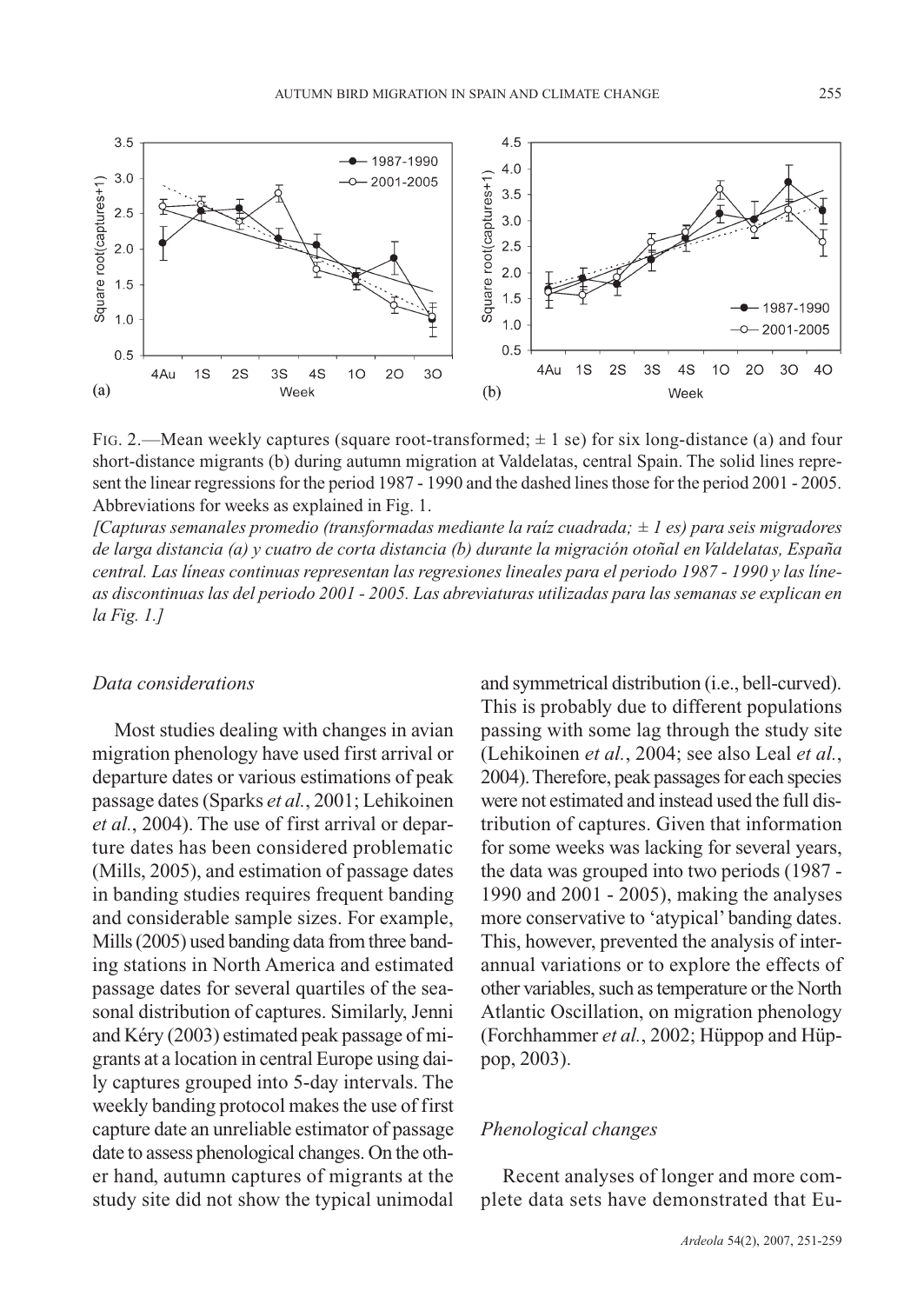FIG. 2.—Mean weekly captures (square root-transformed; ± 1 se) for six long-distance (a) and four short-distance migrants (b) during autumn migration at Valdelatas, central Spain. The solid lines represent the linear regressions for the period 1987 - 1990 and the dashed lines those for the period 2001 - 2005. Abbreviations for weeks as explained in Fig. 1.

*[Capturas semanales promedio (transformadas mediante la raíz cuadrada; ± 1 es) para seis migradores de larga distancia (a) y cuatro de corta distancia (b) durante la migración otoñal en Valdelatas, España central. Las líneas continuas representan las regresiones lineales para el periodo 1987 - 1990 y las líneas discontinuas las del periodo 2001 - 2005. Las abreviaturas utilizadas para las semanas se explican en la Fig. 1.]*

### *Data considerations*

Most studies dealing with changes in avian migration phenology have used first arrival or departure dates or various estimations of peak passage dates (Sparks *et al.*, 2001; Lehikoinen *et al.*, 2004). The use of first arrival or departure dates has been considered problematic (Mills, 2005), and estimation of passage dates in banding studies requires frequent banding and considerable sample sizes. For example, Mills (2005) used banding data from three banding stations in North America and estimated passage dates for several quartiles of the seasonal distribution of captures. Similarly, Jenni and Kéry (2003) estimated peak passage of migrants at a location in central Europe using daily captures grouped into 5-day intervals. The weekly banding protocol makes the use of first capture date an unreliable estimator of passage date to assess phenological changes. On the other hand, autumn captures of migrants at the study site did not show the typical unimodal and symmetrical distribution (i.e., bell-curved). This is probably due to different populations passing with some lag through the study site (Lehikoinen *et al.*, 2004; see also Leal *et al.*, 2004). Therefore, peak passages for each species were not estimated and instead used the full distribution of captures. Given that information for some weeks was lacking for several years, the data was grouped into two periods (1987 - 1990 and 2001 - 2005), making the analyses more conservative to 'atypical' banding dates. This, however, prevented the analysis of interannual variations or to explore the effects of other variables, such as temperature or the North Atlantic Oscillation, on migration phenology (Forchhammer *et al.*, 2002; Hüppop and Hüppop, 2003).

### *Phenological changes*

Recent analyses of longer and more complete data sets have demonstrated that Eu-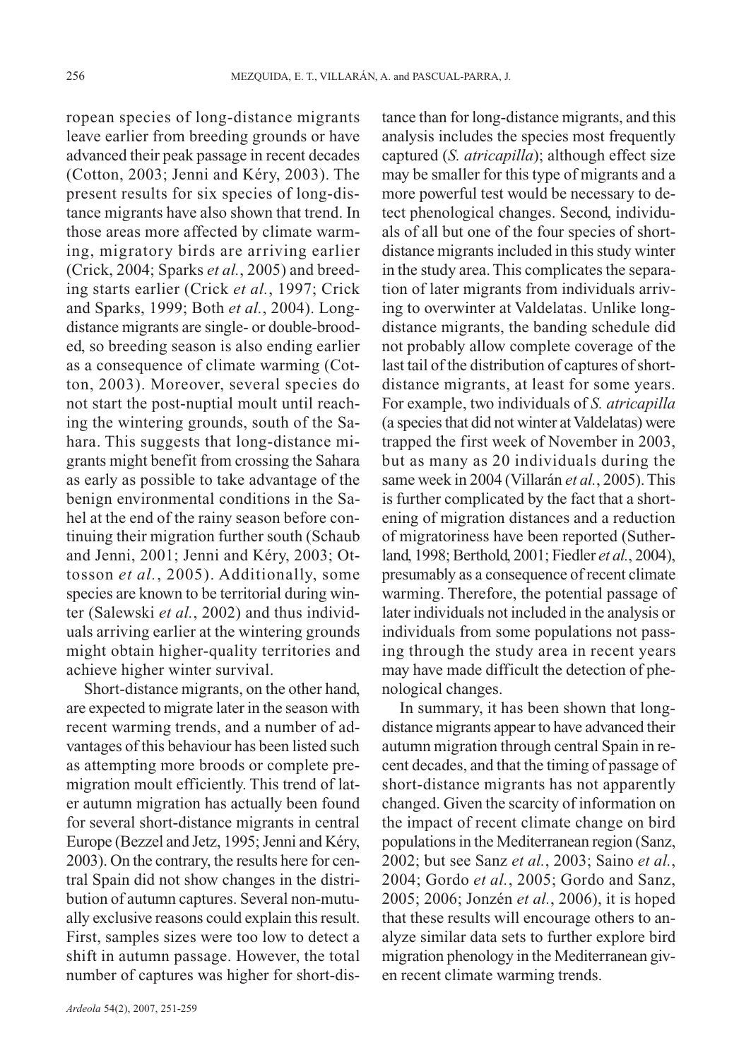ropean species of long-distance migrants leave earlier from breeding grounds or have advanced their peak passage in recent decades (Cotton, 2003; Jenni and Kéry, 2003). The present results for six species of long-distance migrants have also shown that trend. In those areas more affected by climate warming, migratory birds are arriving earlier (Crick, 2004; Sparks *et al.*, 2005) and breeding starts earlier (Crick *et al.*, 1997; Crick and Sparks, 1999; Both *et al.*, 2004). Long-distance migrants are single- or double-brooded, so breeding season is also ending earlier as a consequence of climate warming (Cotton, 2003). Moreover, several species do not start the post-nuptial moult until reaching the wintering grounds, south of the Sahara. This suggests that long-distance migrants might benefit from crossing the Sahara as early as possible to take advantage of the benign environmental conditions in the Sahel at the end of the rainy season before continuing their migration further south (Schaub and Jenni, 2001; Jenni and Kéry, 2003; Ottosson *et al.*, 2005). Additionally, some species are known to be territorial during winter (Salewski *et al.*, 2002) and thus individuals arriving earlier at the wintering grounds might obtain higher-quality territories and achieve higher winter survival.

Short-distance migrants, on the other hand, are expected to migrate later in the season with recent warming trends, and a number of advantages of this behaviour has been listed such as attempting more broods or complete pre-migration moult efficiently. This trend of later autumn migration has actually been found for several short-distance migrants in central Europe (Bezzel and Jetz, 1995; Jenni and Kéry, 2003). On the contrary, the results here for central Spain did not show changes in the distribution of autumn captures. Several non-mutually exclusive reasons could explain this result. First, samples sizes were too low to detect a shift in autumn passage. However, the total number of captures was higher for short-distance than for long-distance migrants, and this analysis includes the species most frequently captured (*S. atricapilla*); although effect size may be smaller for this type of migrants and a more powerful test would be necessary to detect phenological changes. Second, individuals of all but one of the four species of short-distance migrants included in this study winter in the study area. This complicates the separation of later migrants from individuals arriving to overwinter at Valdelatas. Unlike long-distance migrants, the banding schedule did not probably allow complete coverage of the last tail of the distribution of captures of short-distance migrants, at least for some years. For example, two individuals of *S. atricapilla* (a species that did not winter at Valdelatas) were trapped the first week of November in 2003, but as many as 20 individuals during the same week in 2004 (Villarán *et al.*, 2005). This is further complicated by the fact that a shortening of migration distances and a reduction of migratoriness have been reported (Sutherland, 1998; Berthold, 2001; Fiedler *et al.*, 2004), presumably as a consequence of recent climate warming. Therefore, the potential passage of later individuals not included in the analysis or individuals from some populations not passing through the study area in recent years may have made difficult the detection of phenological changes.

In summary, it has been shown that long-distance migrants appear to have advanced their autumn migration through central Spain in recent decades, and that the timing of passage of short-distance migrants has not apparently changed. Given the scarcity of information on the impact of recent climate change on bird populations in the Mediterranean region (Sanz, 2002; but see Sanz *et al.*, 2003; Saino *et al.*, 2004; Gordo *et al.*, 2005; Gordo and Sanz, 2005; 2006; Jonzén *et al.*, 2006), it is hoped that these results will encourage others to analyze similar data sets to further explore bird migration phenology in the Mediterranean given recent climate warming trends.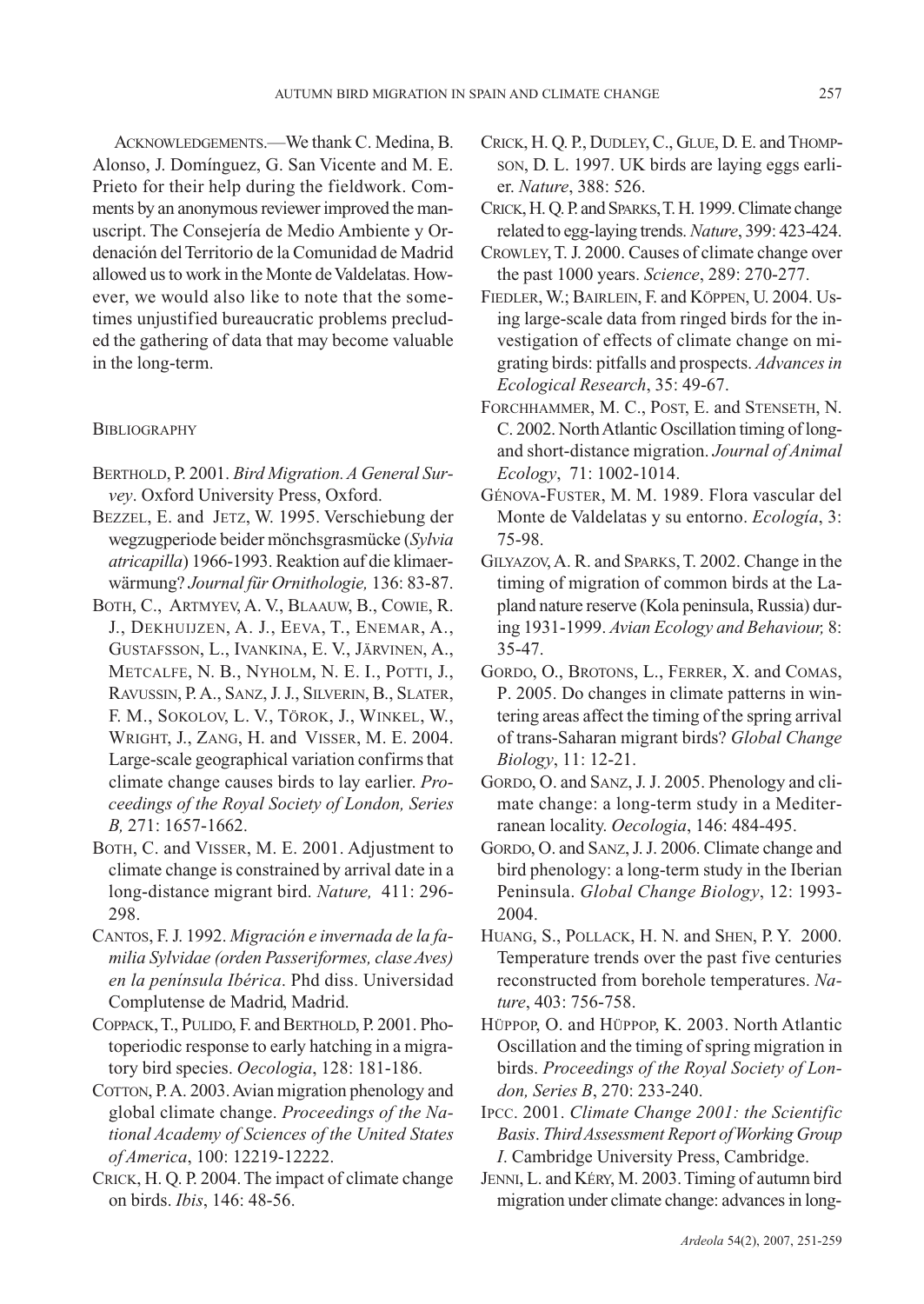ACKNOWLEDGEMENTS.—We thank C. Medina, B. Alonso, J. Domínguez, G. San Vicente and M. E. Prieto for their help during the fieldwork. Comments by an anonymous reviewer improved the manuscript. The Consejería de Medio Ambiente y Ordenación del Territorio de la Comunidad de Madrid allowed us to work in the Monte de Valdelatas. However, we would also like to note that the sometimes unjustified bureaucratic problems precluded the gathering of data that may become valuable in the long-term.

## BIBLIOGRAPHY

BERTHOLD, P. 2001. *Bird Migration. A General Survey*. Oxford University Press, Oxford.

BEZZEL, E. and JETZ, W. 1995. Verschiebung der wegzugperiode beider mönchsgrasmücke (*Sylvia atricapilla*) 1966-1993. Reaktion auf die klimaerwärmung? *Journal für Ornithologie,* 136: 83-87.

BOTH, C., ARTMYEV, A. V., BLAAUW, B., COWIE, R. J., DEKHUIJZEN, A. J., EEVA, T., ENEMAR, A., GUSTAFSSON, L., IVANKINA, E. V., JÄRVINEN, A., METCALFE, N. B., NYHOLM, N. E. I., POTTI, J., RAVUSSIN, P. A., SANZ, J. J., SILVERIN, B., SLATER, F. M., SOKOLOV, L. V., TÖROK, J., WINKEL, W., WRIGHT, J., ZANG, H. and VISSER, M. E. 2004. Large-scale geographical variation confirms that climate change causes birds to lay earlier. *Proceedings of the Royal Society of London, Series B,* 271: 1657-1662.

BOTH, C. and VISSER, M. E. 2001. Adjustment to climate change is constrained by arrival date in a long-distance migrant bird. *Nature,* 411: 296-298.

CANTOS, F. J. 1992. *Migración e invernada de la familia Sylvidae (orden Passeriformes, clase Aves) en la península Ibérica*. Phd diss. Universidad Complutense de Madrid, Madrid.

COPPACK, T., PULIDO, F. and BERTHOLD, P. 2001. Photoperiodic response to early hatching in a migratory bird species. *Oecologia*, 128: 181-186.

COTTON, P. A. 2003. Avian migration phenology and global climate change. *Proceedings of the National Academy of Sciences of the United States of America*, 100: 12219-12222.

CRICK, H. Q. P. 2004. The impact of climate change on birds. *Ibis*, 146: 48-56.

CRICK, H. Q. P., DUDLEY, C., GLUE, D. E. and THOMPSON, D. L. 1997. UK birds are laying eggs earlier. *Nature*, 388: 526.

CRICK, H. Q. P. and SPARKS, T. H. 1999. Climate change related to egg-laying trends. *Nature*, 399: 423-424.

CROWLEY, T. J. 2000. Causes of climate change over the past 1000 years. *Science*, 289: 270-277.

FIEDLER, W.; BAIRLEIN, F. and KÖPPEN, U. 2004. Using large-scale data from ringed birds for the investigation of effects of climate change on migrating birds: pitfalls and prospects. *Advances in Ecological Research*, 35: 49-67.

FORCHHAMMER, M. C., POST, E. and STENSETH, N. C. 2002. North Atlantic Oscillation timing of long- and short-distance migration. *Journal of Animal Ecology*, 71: 1002-1014.

GÉNOVA-FUSTER, M. M. 1989. Flora vascular del Monte de Valdelatas y su entorno. *Ecología*, 3: 75-98.

GILYAZOV, A. R. and SPARKS, T. 2002. Change in the timing of migration of common birds at the Lapland nature reserve (Kola peninsula, Russia) during 1931-1999. *Avian Ecology and Behaviour,* 8: 35-47.

GORDO, O., BROTONS, L., FERRER, X. and COMAS, P. 2005. Do changes in climate patterns in wintering areas affect the timing of the spring arrival of trans-Saharan migrant birds? *Global Change Biology*, 11: 12-21.

GORDO, O. and SANZ, J. J. 2005. Phenology and climate change: a long-term study in a Mediterranean locality. *Oecologia*, 146: 484-495.

GORDO, O. and SANZ, J. J. 2006. Climate change and bird phenology: a long-term study in the Iberian Peninsula. *Global Change Biology*, 12: 1993-2004.

HUANG, S., POLLACK, H. N. and SHEN, P. Y. 2000. Temperature trends over the past five centuries reconstructed from borehole temperatures. *Nature*, 403: 756-758.

HÜPPOP, O. and HÜPPOP, K. 2003. North Atlantic Oscillation and the timing of spring migration in birds. *Proceedings of the Royal Society of London, Series B*, 270: 233-240.

IPCC. 2001. *Climate Change 2001: the Scientific Basis*. *Third Assessment Report of Working Group I*. Cambridge University Press, Cambridge.

JENNI, L. and KÉRY, M. 2003. Timing of autumn bird migration under climate change: advances in long-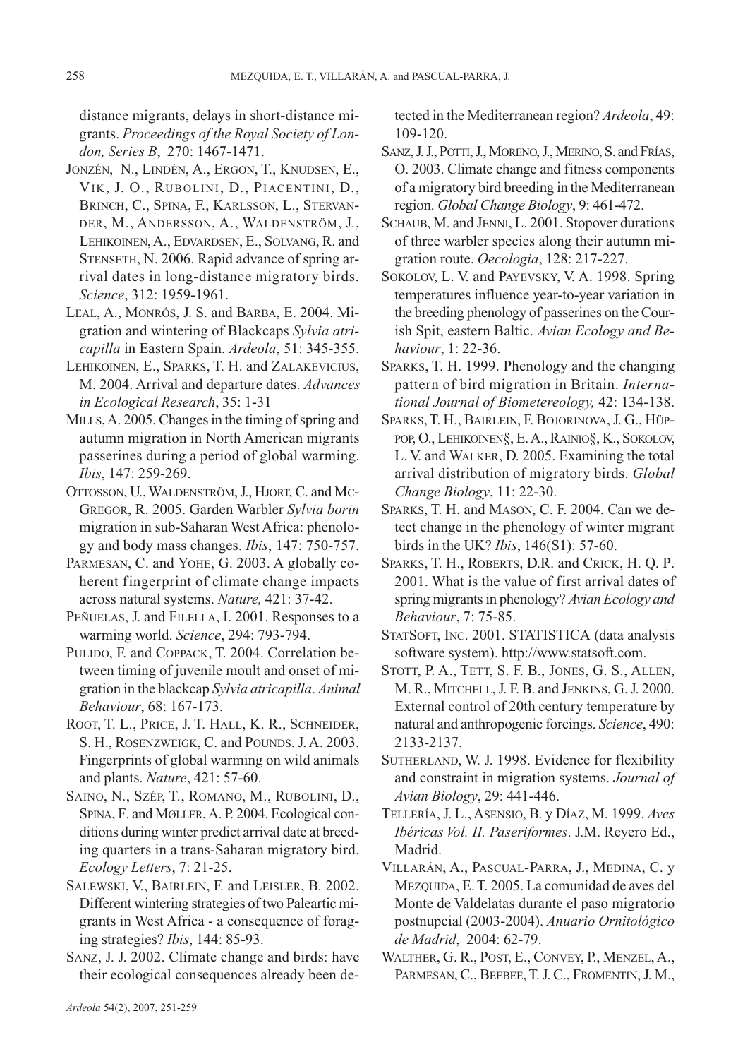distance migrants, delays in short-distance migrants. *Proceedings of the Royal Society of London, Series B*, 270: 1467-1471.

JONZÉN, N., LINDÉN, A., ERGON, T., KNUDSEN, E., VIK, J. O., RUBOLINI, D., PIACENTINI, D., BRINCH, C., SPINA, F., KARLSSON, L., STERVANDER, M., ANDERSSON, A., WALDENSTRÖM, J., LEHIKOINEN, A., EDVARDSEN, E., SOLVANG, R. and STENSETH, N. 2006. Rapid advance of spring arrival dates in long-distance migratory birds. *Science*, 312: 1959-1961.

LEAL, A., MONRÓS, J. S. and BARBA, E. 2004. Migration and wintering of Blackcaps *Sylvia atricapilla* in Eastern Spain. *Ardeola*, 51: 345-355.

LEHIKOINEN, E., SPARKS, T. H. and ZALAKEVICIUS, M. 2004. Arrival and departure dates. *Advances in Ecological Research*, 35: 1-31

MILLS, A. 2005. Changes in the timing of spring and autumn migration in North American migrants passerines during a period of global warming. *Ibis*, 147: 259-269.

OTTOSSON, U., WALDENSTRÖM, J., HJORT, C. and MCGREGOR, R. 2005. Garden Warbler *Sylvia borin* migration in sub-Saharan West Africa: phenology and body mass changes. *Ibis*, 147: 750-757.

PARMESAN, C. and YOHE, G. 2003. A globally coherent fingerprint of climate change impacts across natural systems. *Nature,* 421: 37-42.

PEÑUELAS, J. and FILELLA, I. 2001. Responses to a warming world. *Science*, 294: 793-794.

PULIDO, F. and COPPACK, T. 2004. Correlation between timing of juvenile moult and onset of migration in the blackcap *Sylvia atricapilla*. *Animal Behaviour*, 68: 167-173.

ROOT, T. L., PRICE, J. T. HALL, K. R., SCHNEIDER, S. H., ROSENZWEIGK, C. and POUNDS. J. A. 2003. Fingerprints of global warming on wild animals and plants. *Nature*, 421: 57-60.

SAINO, N., SZÉP, T., ROMANO, M., RUBOLINI, D., SPINA, F. and MØLLER, A. P. 2004. Ecological conditions during winter predict arrival date at breeding quarters in a trans-Saharan migratory bird. *Ecology Letters*, 7: 21-25.

SALEWSKI, V., BAIRLEIN, F. and LEISLER, B. 2002. Different wintering strategies of two Paleartic migrants in West Africa - a consequence of foraging strategies? *Ibis*, 144: 85-93.

SANZ, J. J. 2002. Climate change and birds: have their ecological consequences already been detected in the Mediterranean region? *Ardeola*, 49: 109-120.

SANZ, J. J., POTTI, J., MORENO, J., MERINO, S. and FRÍAS, O. 2003. Climate change and fitness components of a migratory bird breeding in the Mediterranean region. *Global Change Biology*, 9: 461-472.

SCHAUB, M. and JENNI, L. 2001. Stopover durations of three warbler species along their autumn migration route. *Oecologia*, 128: 217-227.

SOKOLOV, L. V. and PAYEVSKY, V. A. 1998. Spring temperatures influence year-to-year variation in the breeding phenology of passerines on the Courish Spit, eastern Baltic. *Avian Ecology and Behaviour*, 1: 22-36.

SPARKS, T. H. 1999. Phenology and the changing pattern of bird migration in Britain. *International Journal of Biometereology,* 42: 134-138.

SPARKS, T. H., BAIRLEIN, F. BOJORINOVA, J. G., HÜPPOP, O., LEHIKOINEN§, E. A., RAINIO§, K., SOKOLOV, L. V. and WALKER, D. 2005. Examining the total arrival distribution of migratory birds. *Global Change Biology*, 11: 22-30.

SPARKS, T. H. and MASON, C. F. 2004. Can we detect change in the phenology of winter migrant birds in the UK? *Ibis*, 146(S1): 57-60.

SPARKS, T. H., ROBERTS, D.R. and CRICK, H. Q. P. 2001. What is the value of first arrival dates of spring migrants in phenology? *Avian Ecology and Behaviour*, 7: 75-85.

STATSOFT, INC. 2001. STATISTICA (data analysis software system). http://www.statsoft.com.

STOTT, P. A., TETT, S. F. B., JONES, G. S., ALLEN, M. R., MITCHELL, J. F. B. and JENKINS, G. J. 2000. External control of 20th century temperature by natural and anthropogenic forcings. *Science*, 490: 2133-2137.

SUTHERLAND, W. J. 1998. Evidence for flexibility and constraint in migration systems. *Journal of Avian Biology*, 29: 441-446.

TELLERÍA, J. L., ASENSIO, B. y DÍAZ, M. 1999. *Aves Ibéricas Vol. II. Paseriformes*. J.M. Reyero Ed., Madrid.

VILLARÁN, A., PASCUAL-PARRA, J., MEDINA, C. y MEZQUIDA, E. T. 2005. La comunidad de aves del Monte de Valdelatas durante el paso migratorio postnupcial (2003-2004). *Anuario Ornitológico de Madrid*, 2004: 62-79.

WALTHER, G. R., POST, E., CONVEY, P., MENZEL, A., PARMESAN, C., BEEBEE, T. J. C., FROMENTIN, J. M.,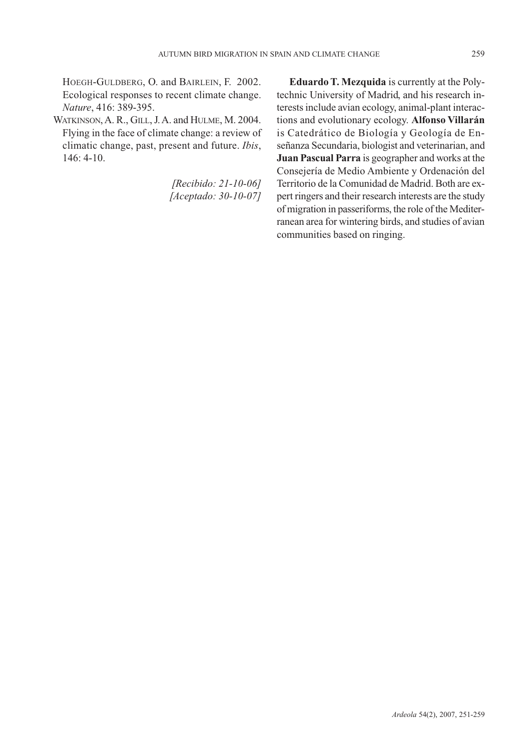HOEGH-GULDBERG, O. and BAIRLEIN, F. 2002. Ecological responses to recent climate change. *Nature*, 416: 389-395.

WATKINSON, A. R., GILL, J. A. and HULME, M. 2004. Flying in the face of climate change: a review of climatic change, past, present and future. *Ibis*, 146: 4-10.

*[Recibido: 21-10-06]*
*[Aceptado: 30-10-07]*

**Eduardo T. Mezquida** is currently at the Polytechnic University of Madrid, and his research interests include avian ecology, animal-plant interactions and evolutionary ecology. **Alfonso Villarán** is Catedrático de Biología y Geología de Enseñanza Secundaria, biologist and veterinarian, and **Juan Pascual Parra** is geographer and works at the Consejería de Medio Ambiente y Ordenación del Territorio de la Comunidad de Madrid. Both are expert ringers and their research interests are the study of migration in passeriforms, the role of the Mediterranean area for wintering birds, and studies of avian communities based on ringing.